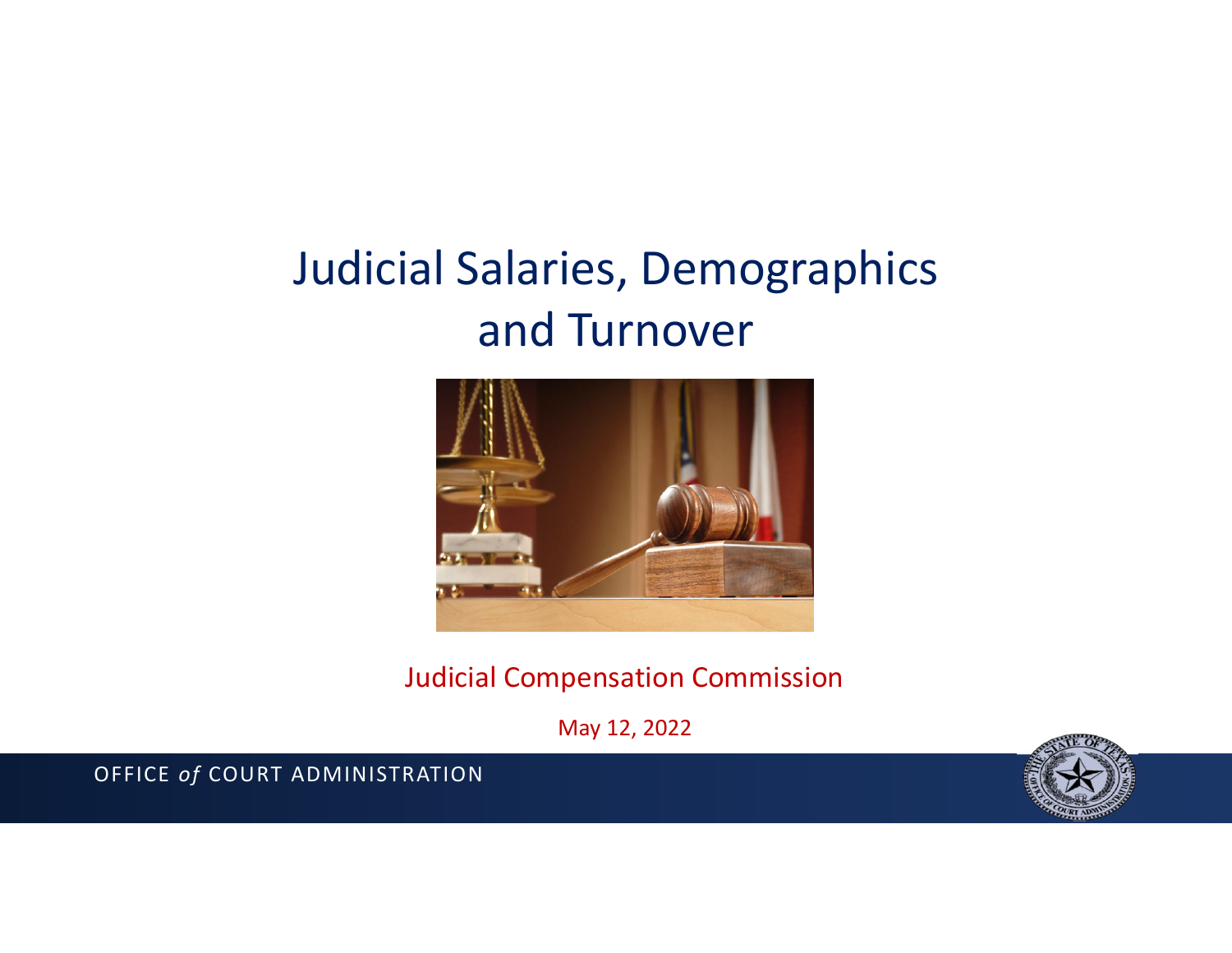# Judicial Salaries, Demographics and Turnover

Judicial Compensation Commission

May 12, 2022

OFFICE *of* COURT ADMINISTRATION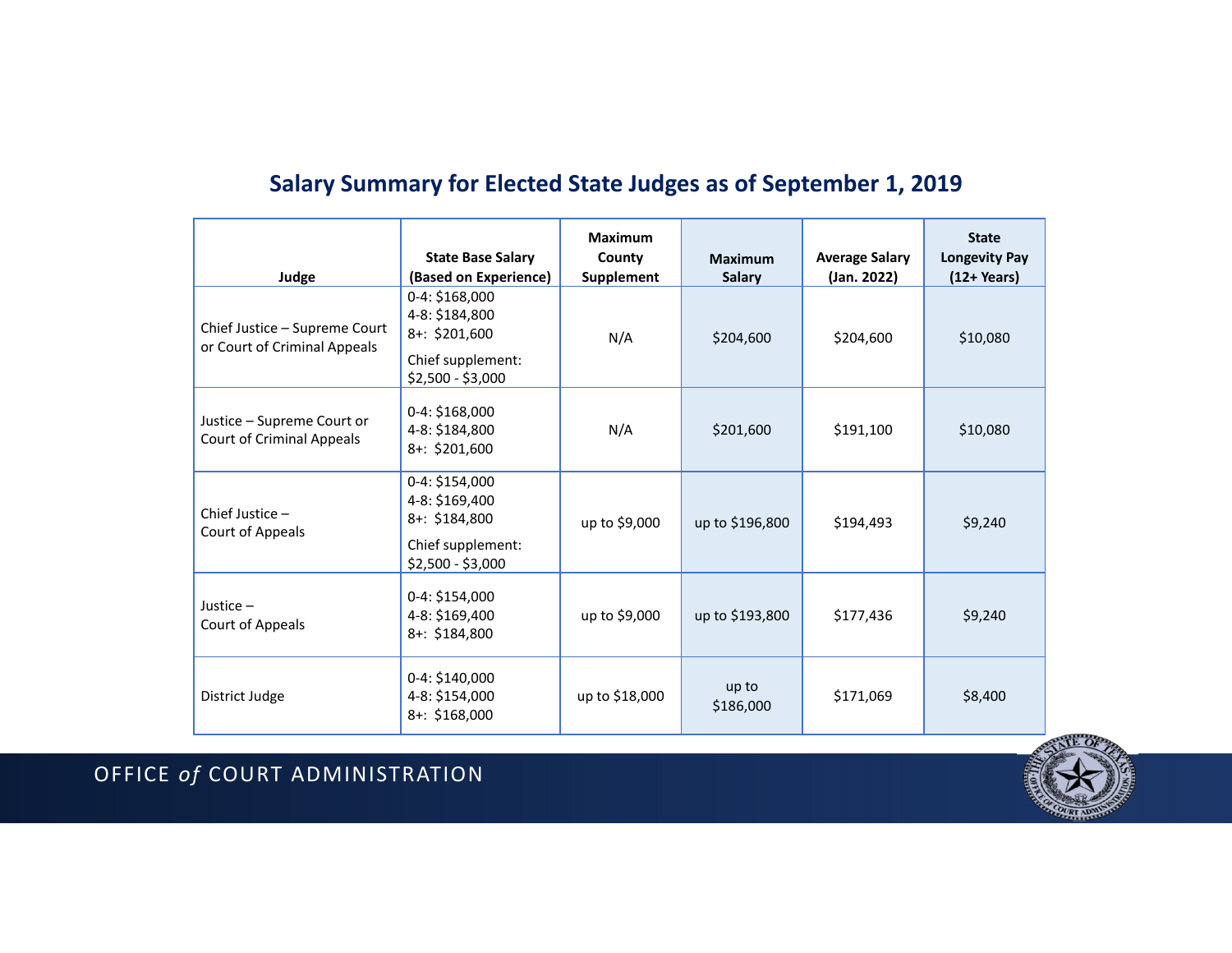## Salary Summary for Elected State Judges as of September 1, 2019

| Judge | State Base Salary (Based on Experience) | Maximum County Supplement | Maximum Salary | Average Salary (Jan. 2022) | State Longevity Pay (12+ Years) |
|---|---|---|---|---|---|
| Chief Justice – Supreme Court or Court of Criminal Appeals | 0-4: $168,000<br>4-8: $184,800<br>8+: $201,600<br>Chief supplement: $2,500 - $3,000 | N/A | $204,600 | $204,600 | $10,080 |
| Justice – Supreme Court or Court of Criminal Appeals | 0-4: $168,000<br>4-8: $184,800<br>8+: $201,600 | N/A | $201,600 | $191,100 | $10,080 |
| Chief Justice – Court of Appeals | 0-4: $154,000<br>4-8: $169,400<br>8+: $184,800<br>Chief supplement: $2,500 - $3,000 | up to $9,000 | up to $196,800 | $194,493 | $9,240 |
| Justice – Court of Appeals | 0-4: $154,000<br>4-8: $169,400<br>8+: $184,800 | up to $9,000 | up to $193,800 | $177,436 | $9,240 |
| District Judge | 0-4: $140,000<br>4-8: $154,000<br>8+: $168,000 | up to $18,000 | up to $186,000 | $171,069 | $8,400 |

OFFICE *of* COURT ADMINISTRATION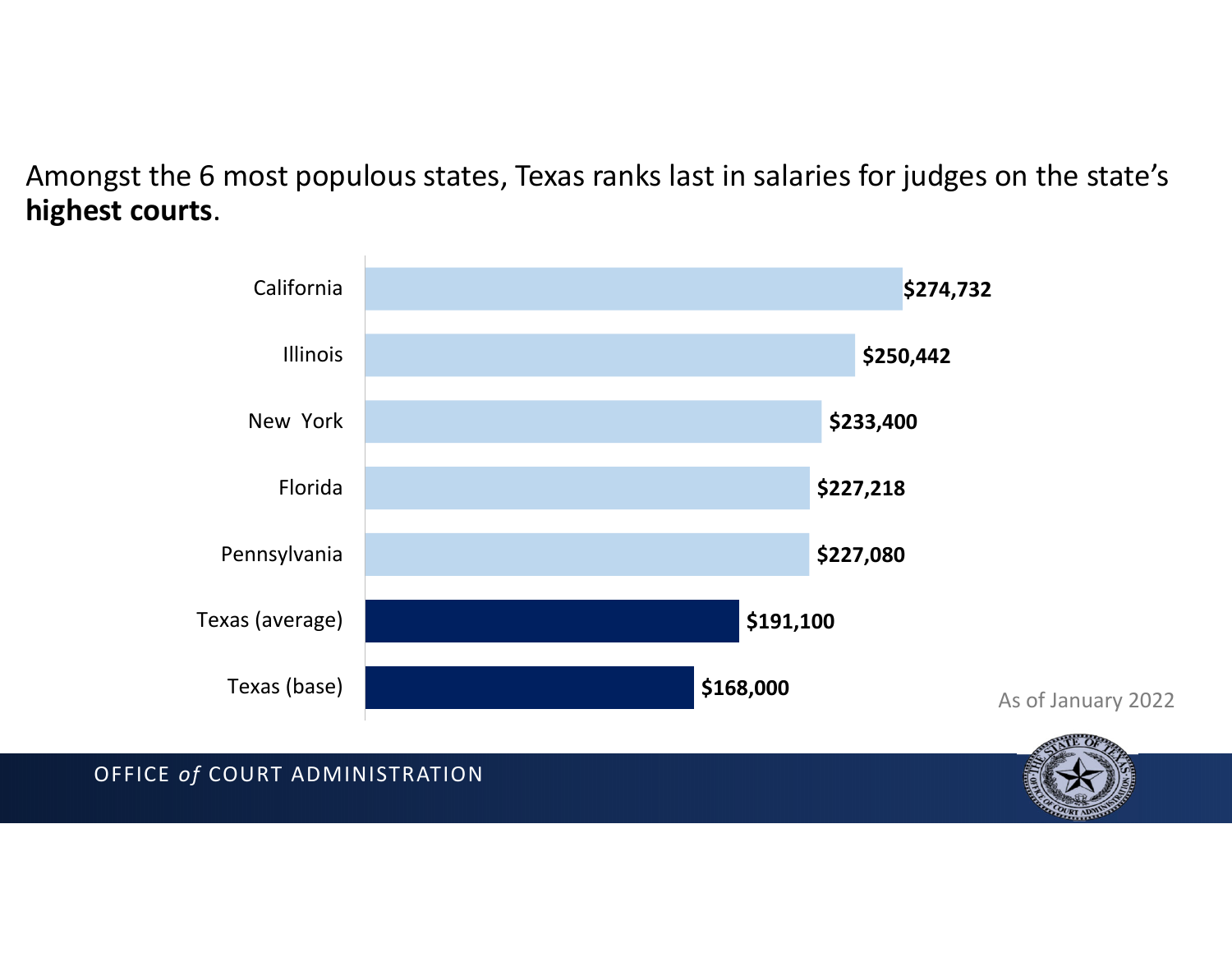Amongst the 6 most populous states, Texas ranks last in salaries for judges on the state's **highest courts**.

California
$274,732

Illinois
$250,442

New York
$233,400

Florida
$227,218

Pennsylvania
$227,080

Texas (average)
$191,100

Texas (base)
$168,000

As of January 2022

OFFICE *of* COURT ADMINISTRATION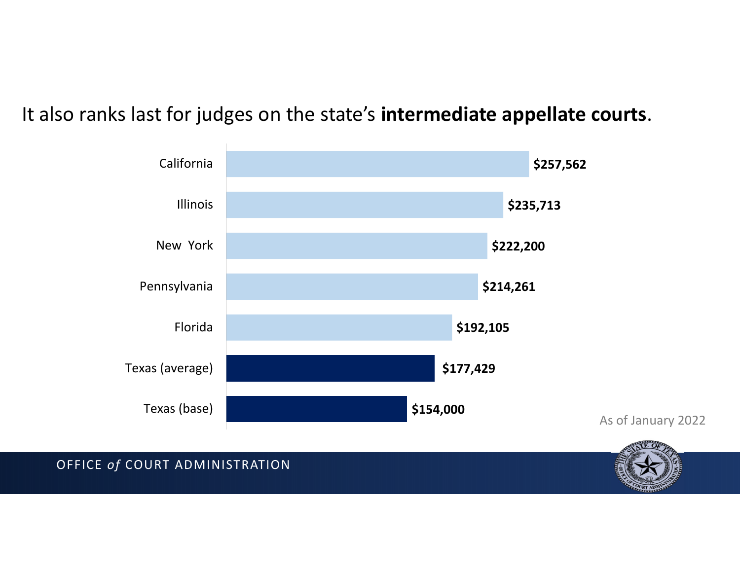It also ranks last for judges on the state's **intermediate appellate courts**.

California
$257,562

Illinois
$235,713

New York
$222,200

Pennsylvania
$214,261

Florida
$192,105

Texas (average)
$177,429

Texas (base)
$154,000

As of January 2022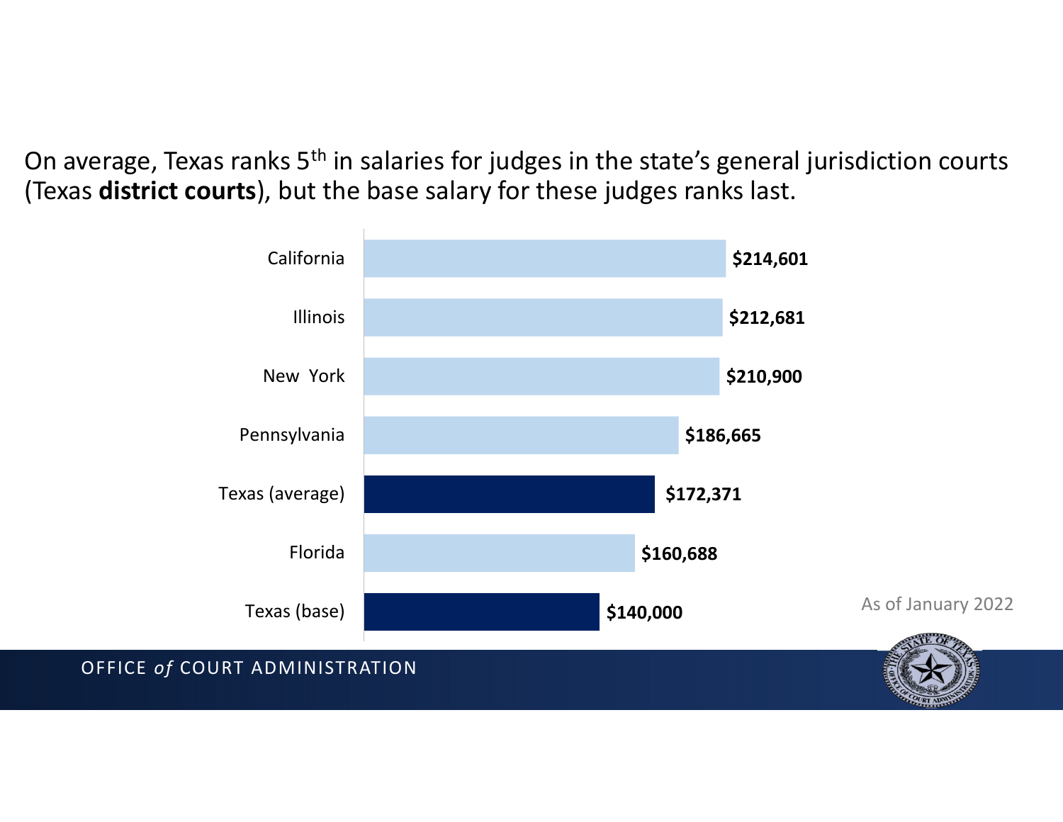On average, Texas ranks 5th in salaries for judges in the state's general jurisdiction courts (Texas **district courts**), but the base salary for these judges ranks last.

| State | Salary |
| --- | --- |
| California | $214,601 |
| Illinois | $212,681 |
| New York | $210,900 |
| Pennsylvania | $186,665 |
| Texas (average) | $172,371 |
| Florida | $160,688 |
| Texas (base) | $140,000 |

As of January 2022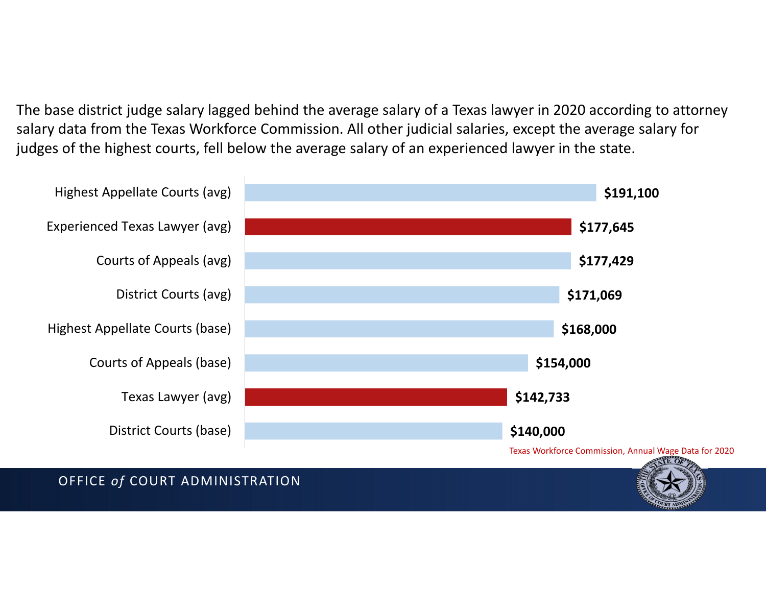The base district judge salary lagged behind the average salary of a Texas lawyer in 2020 according to attorney salary data from the Texas Workforce Commission. All other judicial salaries, except the average salary for judges of the highest courts, fell below the average salary of an experienced lawyer in the state.

Highest Appellate Courts (avg) $191,100

Experienced Texas Lawyer (avg) $177,645

Courts of Appeals (avg) $177,429

District Courts (avg) $171,069

Highest Appellate Courts (base) $168,000

Courts of Appeals (base) $154,000

Texas Lawyer (avg) $142,733

District Courts (base) $140,000

Texas Workforce Commission, Annual Wage Data for 2020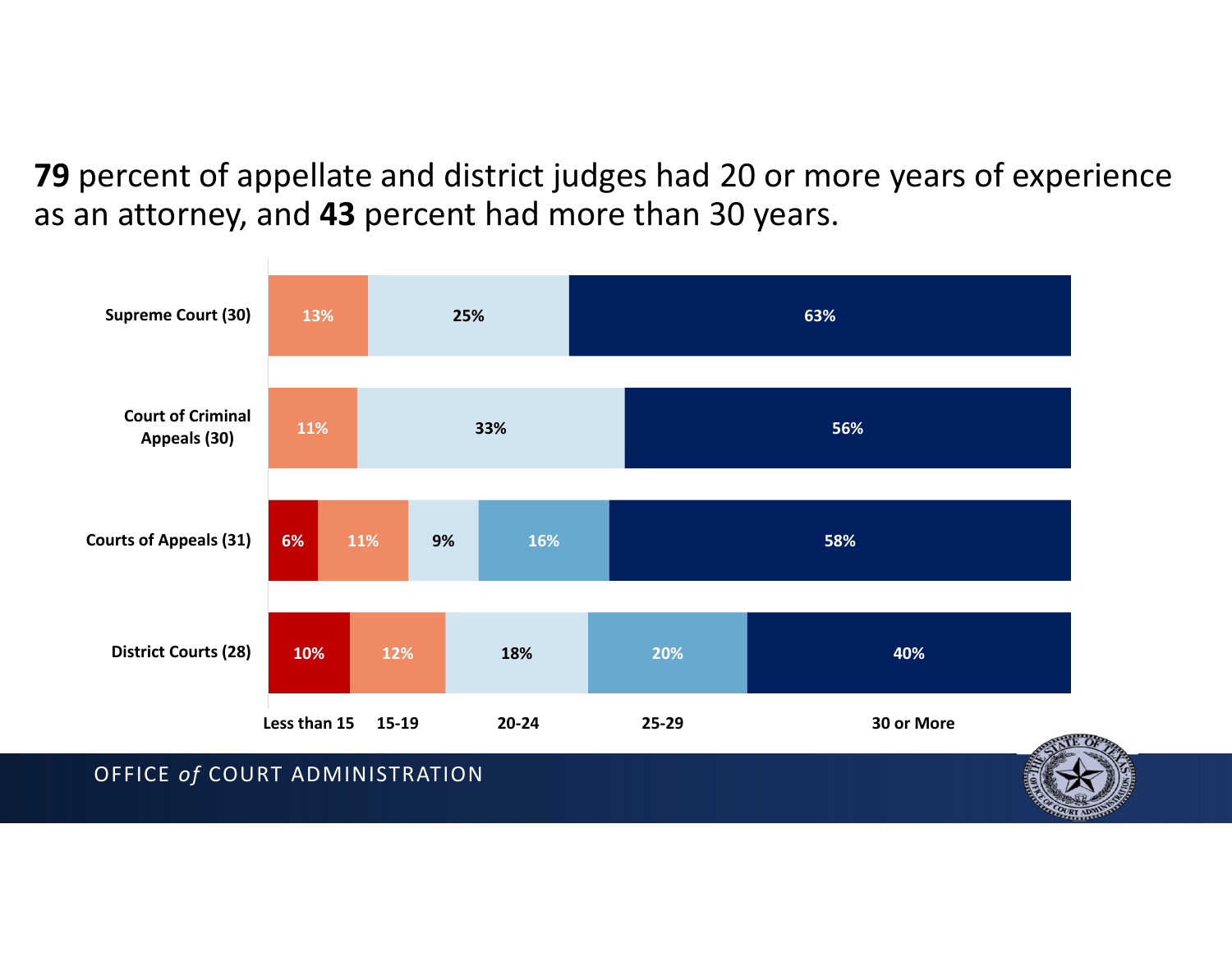**79** percent of appellate and district judges had 20 or more years of experience as an attorney, and **43** percent had more than 30 years.

Supreme Court (30)
13%
25%
63%

Court of Criminal Appeals (30)
11%
33%
56%

Courts of Appeals (31)
6%
11%
9%
16%
58%

District Courts (28)
10%
12%
18%
20%
40%

Less than 15
15-19
20-24
25-29
30 or More

OFFICE *of* COURT ADMINISTRATION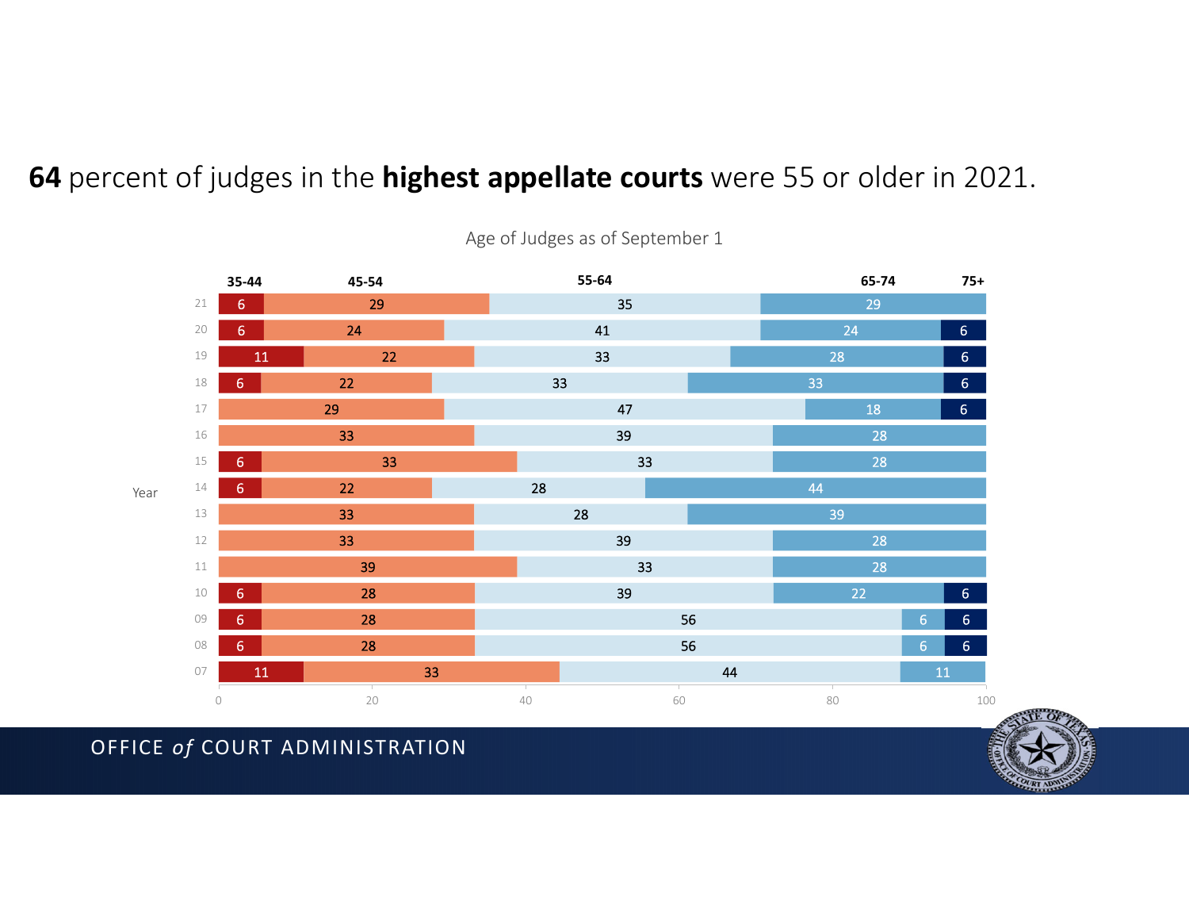**64** percent of judges in the **highest appellate courts** were 55 or older in 2021.

Age of Judges as of September 1

**35-44** **45-54** **55-64** **65-74** **75+**

Year

21: 6, 29, 35, 29

20: 6, 24, 41, 24, 6

19: 11, 22, 33, 28, 6

18: 6, 22, 33, 33, 6

17: 29, 47, 18, 6

16: 33, 39, 28

15: 6, 33, 33, 28

14: 6, 22, 28, 44

13: 33, 28, 39

12: 33, 39, 28

11: 39, 33, 28

10: 6, 28, 39, 22, 6

09: 6, 28, 56, 6, 6

08: 6, 28, 56, 6, 6

07: 11, 33, 44, 11

0 20 40 60 80 100

OFFICE *of* COURT ADMINISTRATION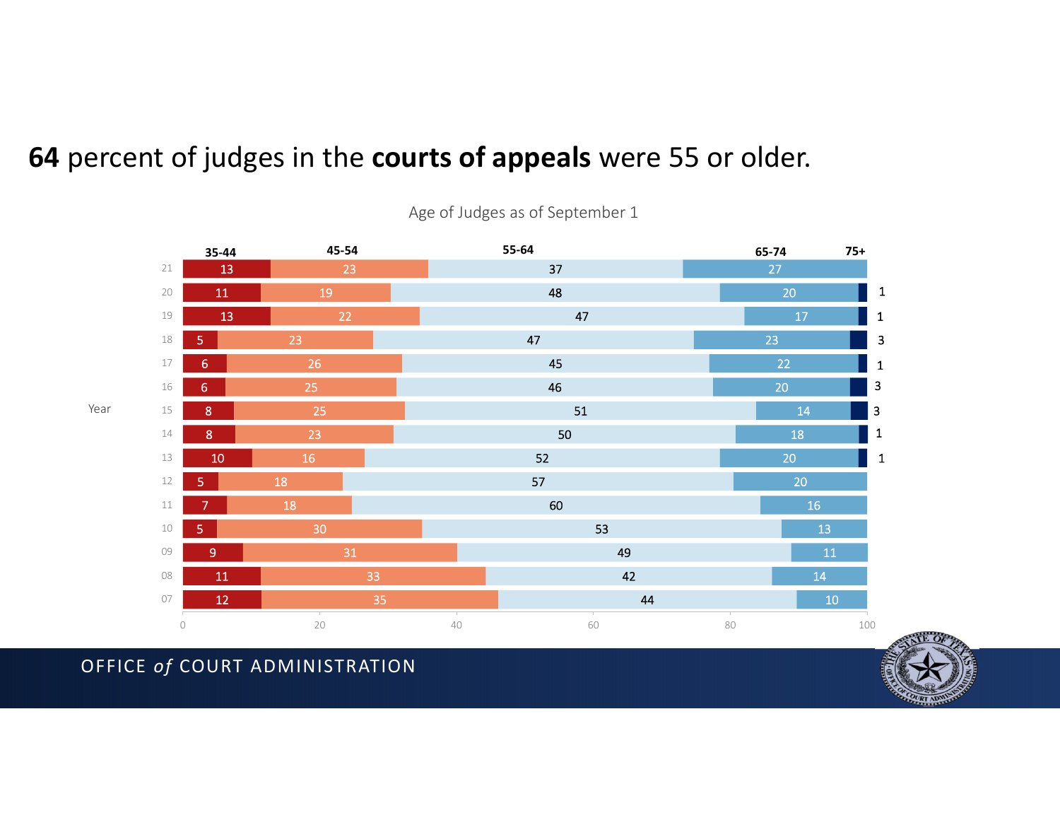# **64** percent of judges in the **courts of appeals** were 55 or older.

Age of Judges as of September 1

35-44
45-54
55-64
65-74
75+

Year

21 13 23 37 27
20 11 19 48 20 1
19 13 22 47 17 1
18 5 23 47 23 3
17 6 26 45 22 1
16 6 25 46 20 3
15 8 25 51 14 3
14 8 23 50 18 1
13 10 16 52 20 1
12 5 18 57 20
11 7 18 60 16
10 5 30 53 13
09 9 31 49 11
08 11 33 42 14
07 12 35 44 10

0 20 40 60 80 100

OFFICE *of* COURT ADMINISTRATION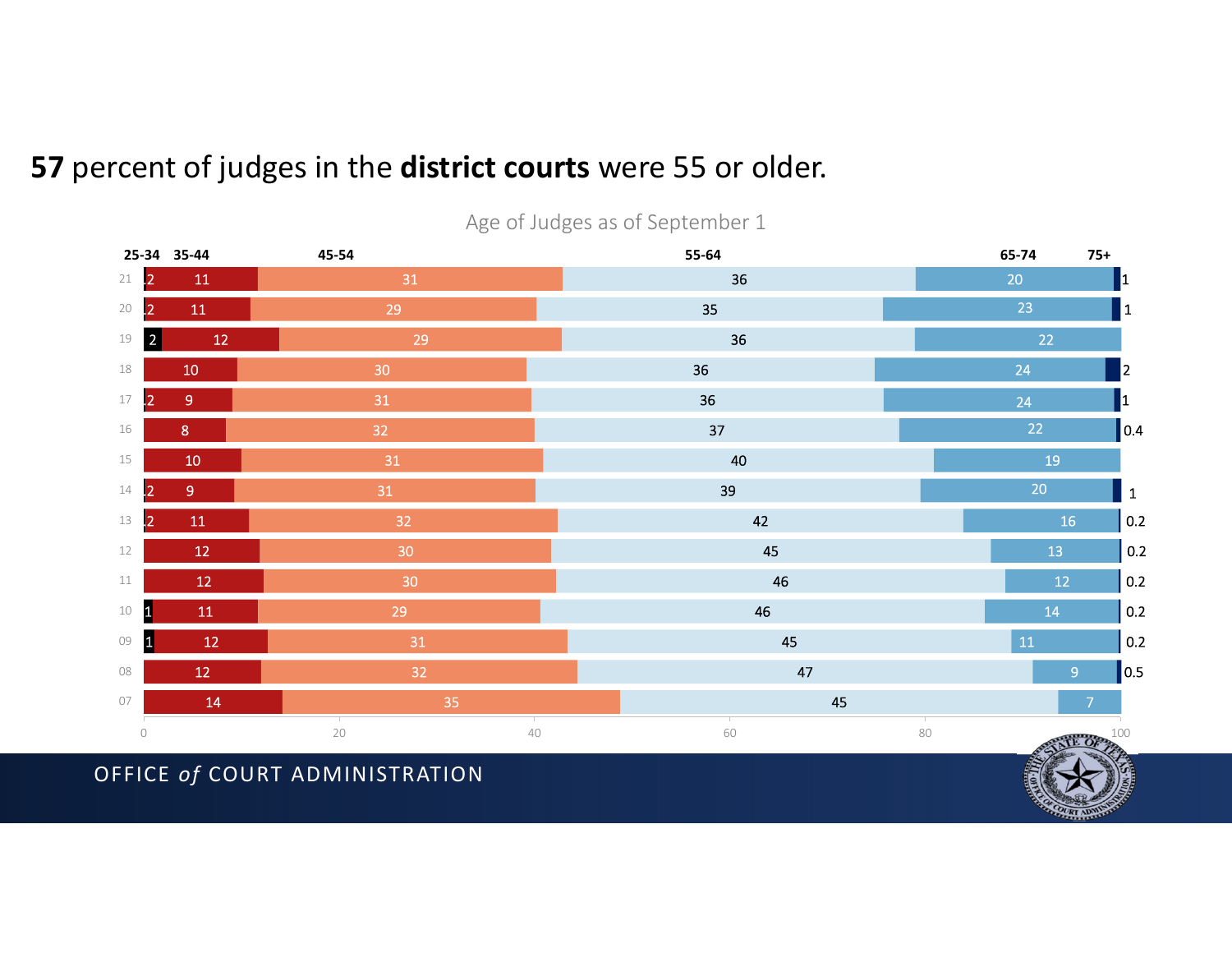**57** percent of judges in the **district courts** were 55 or older.

Age of Judges as of September 1

25-34 35-44 45-54 55-64 65-74 75+

21: .2 11 31 36 20 1

20: .2 11 29 35 23 1

19: 2 12 29 36 22

18: 10 30 36 24 2

17: .2 9 31 36 24 1

16: 8 32 37 22 0.4

15: 10 31 40 19

14: .2 9 31 39 20 1

13: .2 11 32 42 16 0.2

12: 12 30 45 13 0.2

11: 12 30 46 12 0.2

10: 1 11 29 46 14 0.2

09: 1 12 31 45 11 0.2

08: 12 32 47 9 0.5

07: 14 35 45 7

0 20 40 60 80 100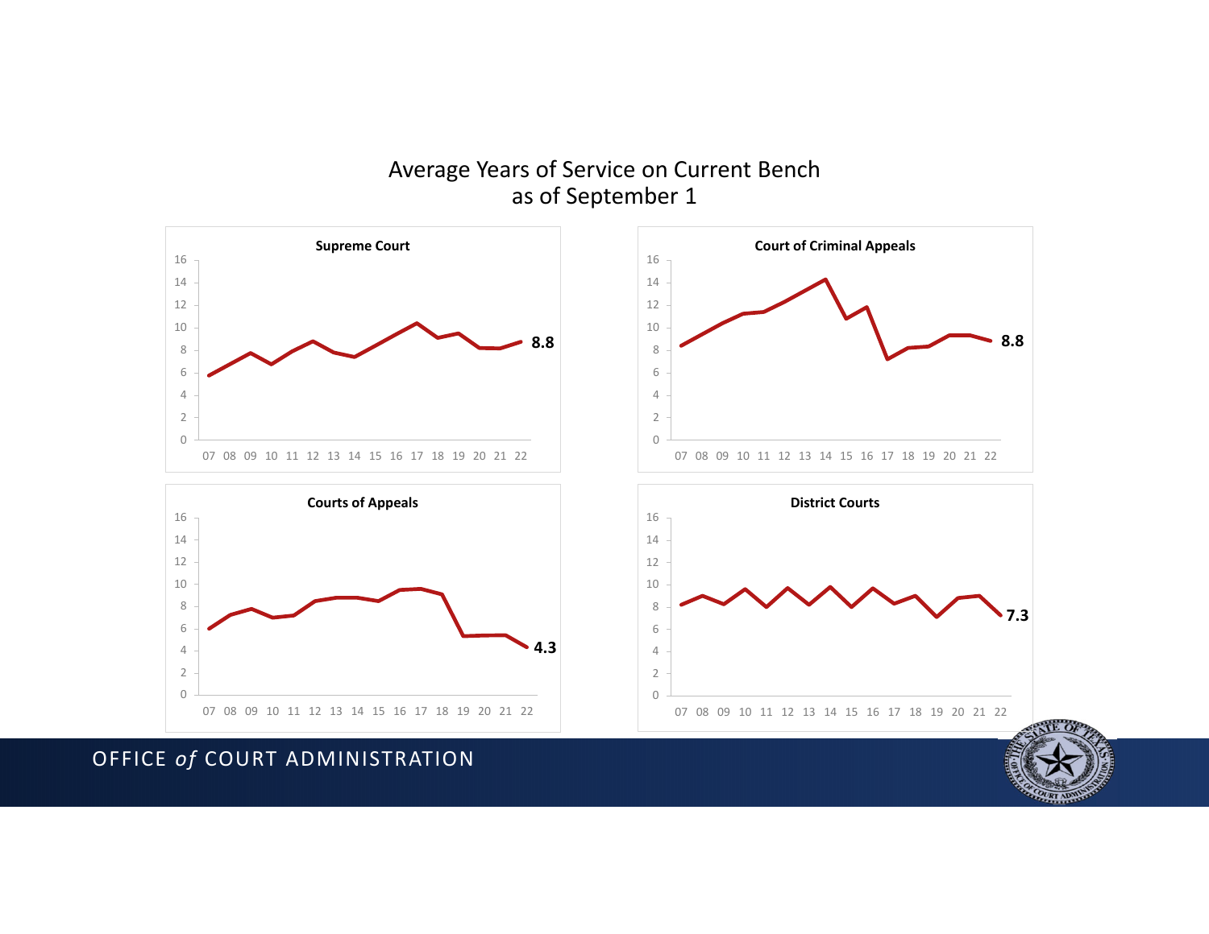# Average Years of Service on Current Bench as of September 1

**Supreme Court**

16
14
12
10
8
6
4
2
0

07 08 09 10 11 12 13 14 15 16 17 18 19 20 21 22

**8.8**

**Court of Criminal Appeals**

16
14
12
10
8
6
4
2
0

07 08 09 10 11 12 13 14 15 16 17 18 19 20 21 22

**8.8**

**Courts of Appeals**

16
14
12
10
8
6
4
2
0

07 08 09 10 11 12 13 14 15 16 17 18 19 20 21 22

**4.3**

**District Courts**

16
14
12
10
8
6
4
2
0

07 08 09 10 11 12 13 14 15 16 17 18 19 20 21 22

**7.3**

OFFICE *of* COURT ADMINISTRATION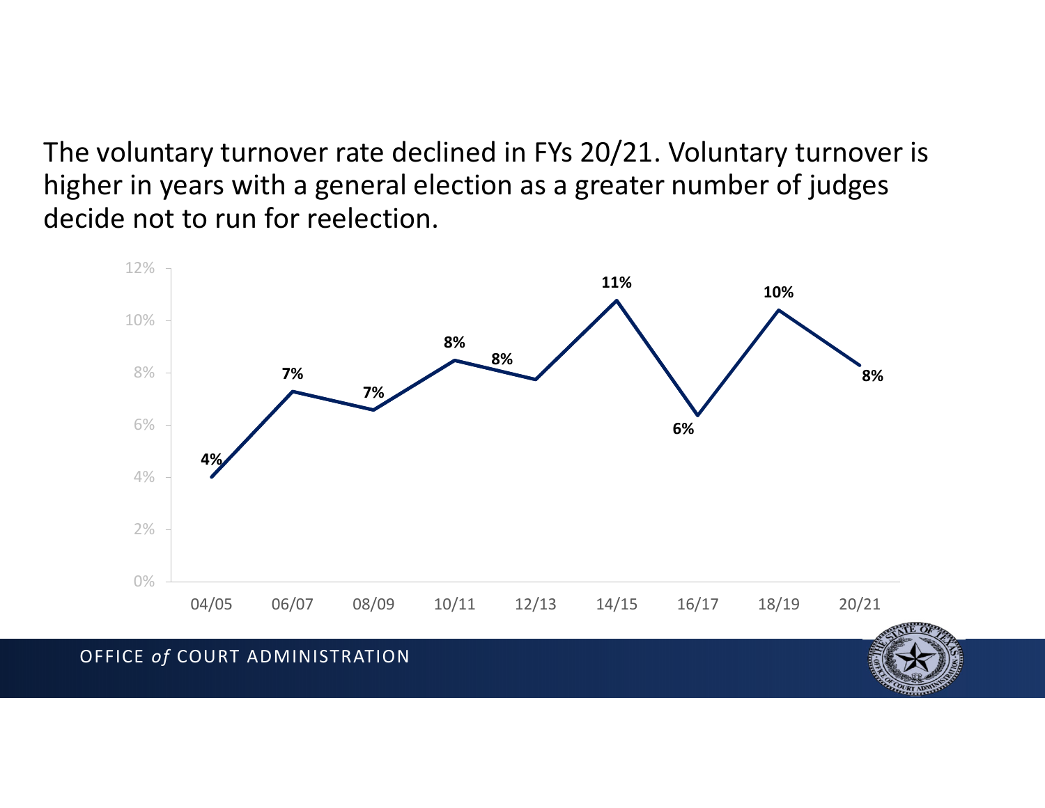The voluntary turnover rate declined in FYs 20/21. Voluntary turnover is higher in years with a general election as a greater number of judges decide not to run for reelection.

12%
10%
8%
6%
4%
2%
0%

4%
7%
7%
8%
8%
11%
6%
10%
8%

04/05
06/07
08/09
10/11
12/13
14/15
16/17
18/19
20/21

OFFICE *of* COURT ADMINISTRATION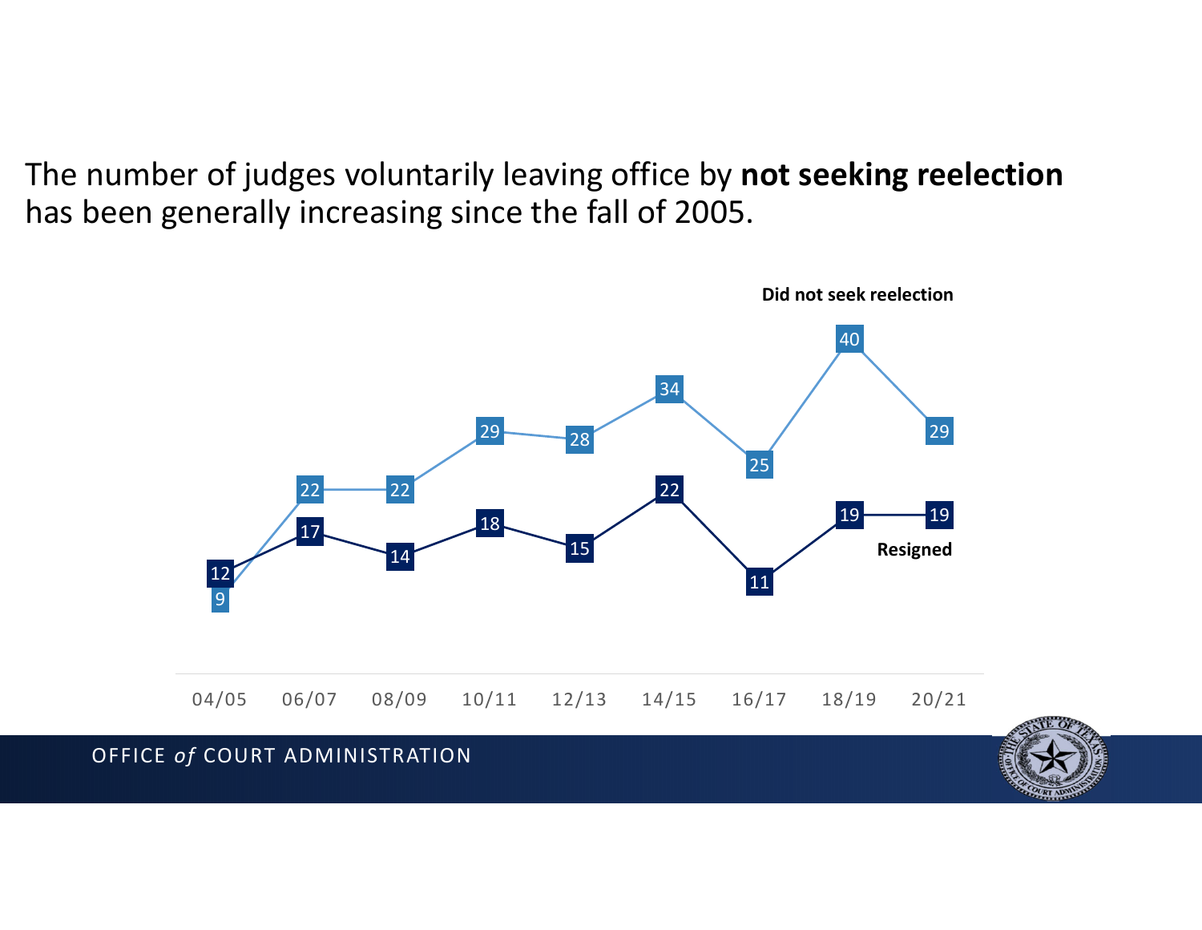The number of judges voluntarily leaving office by **not seeking reelection** has been generally increasing since the fall of 2005.

**Did not seek reelection**

9
22
22
29
28
34
25
40
29

12
17
14
18
15
22
11
19
19

**Resigned**

04/05
06/07
08/09
10/11
12/13
14/15
16/17
18/19
20/21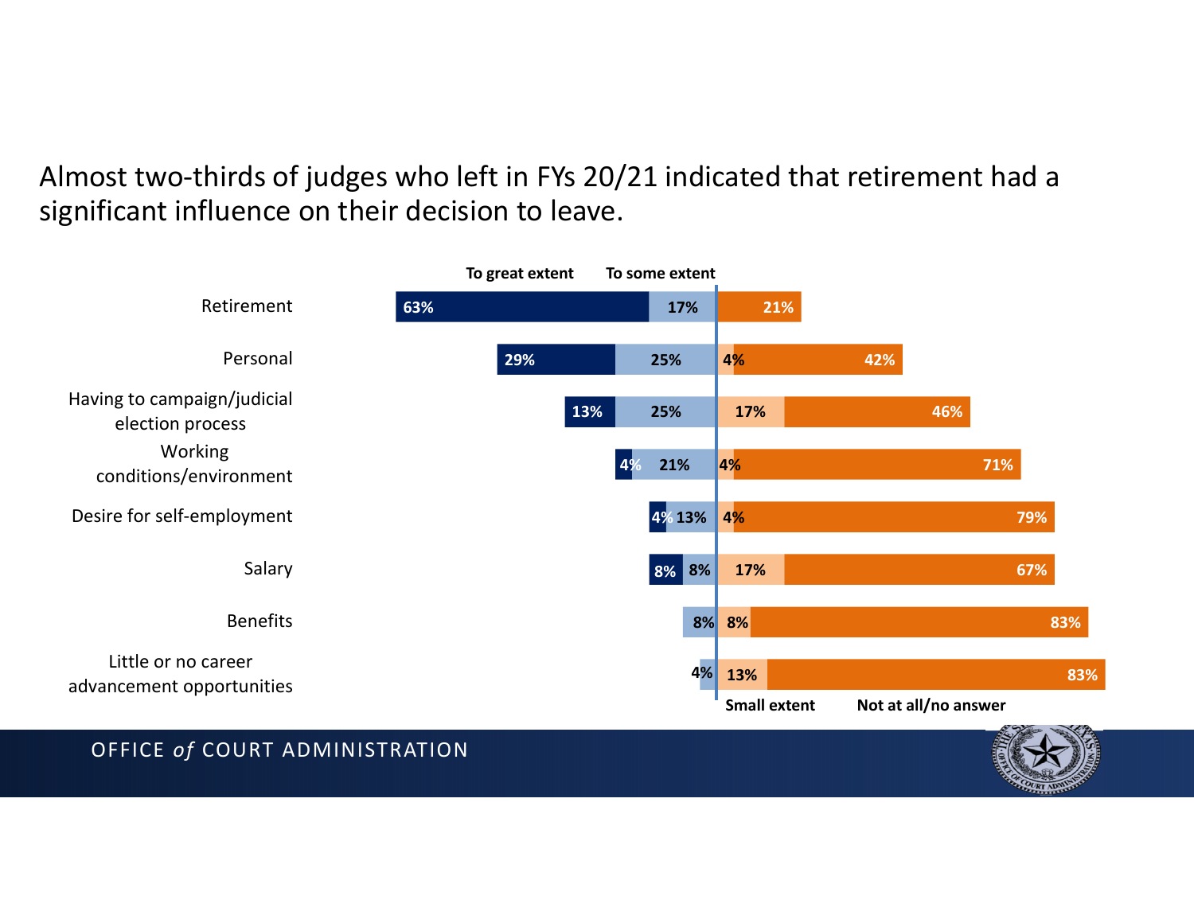Almost two-thirds of judges who left in FYs 20/21 indicated that retirement had a significant influence on their decision to leave.

To great extent
To some extent

Retirement
63%
17%
21%

Personal
29%
25%
4%
42%

Having to campaign/judicial election process
13%
25%
17%
46%

Working conditions/environment
4%
21%
4%
71%

Desire for self-employment
4%
13%
4%
79%

Salary
8%
8%
17%
67%

Benefits
8%
8%
83%

Little or no career advancement opportunities
4%
13%
83%

Small extent
Not at all/no answer

OFFICE *of* COURT ADMINISTRATION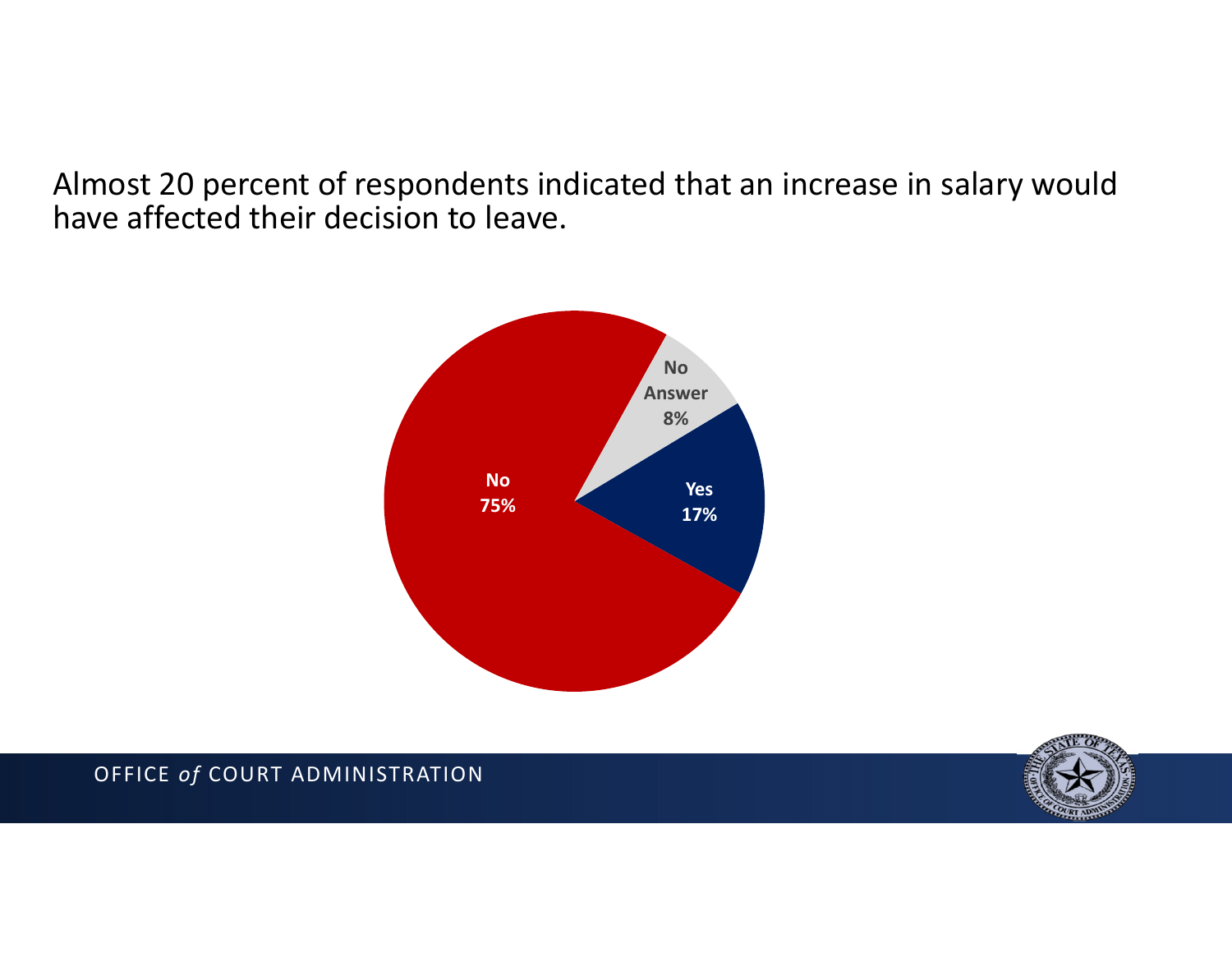Almost 20 percent of respondents indicated that an increase in salary would have affected their decision to leave.

No Answer 8%

Yes 17%

No 75%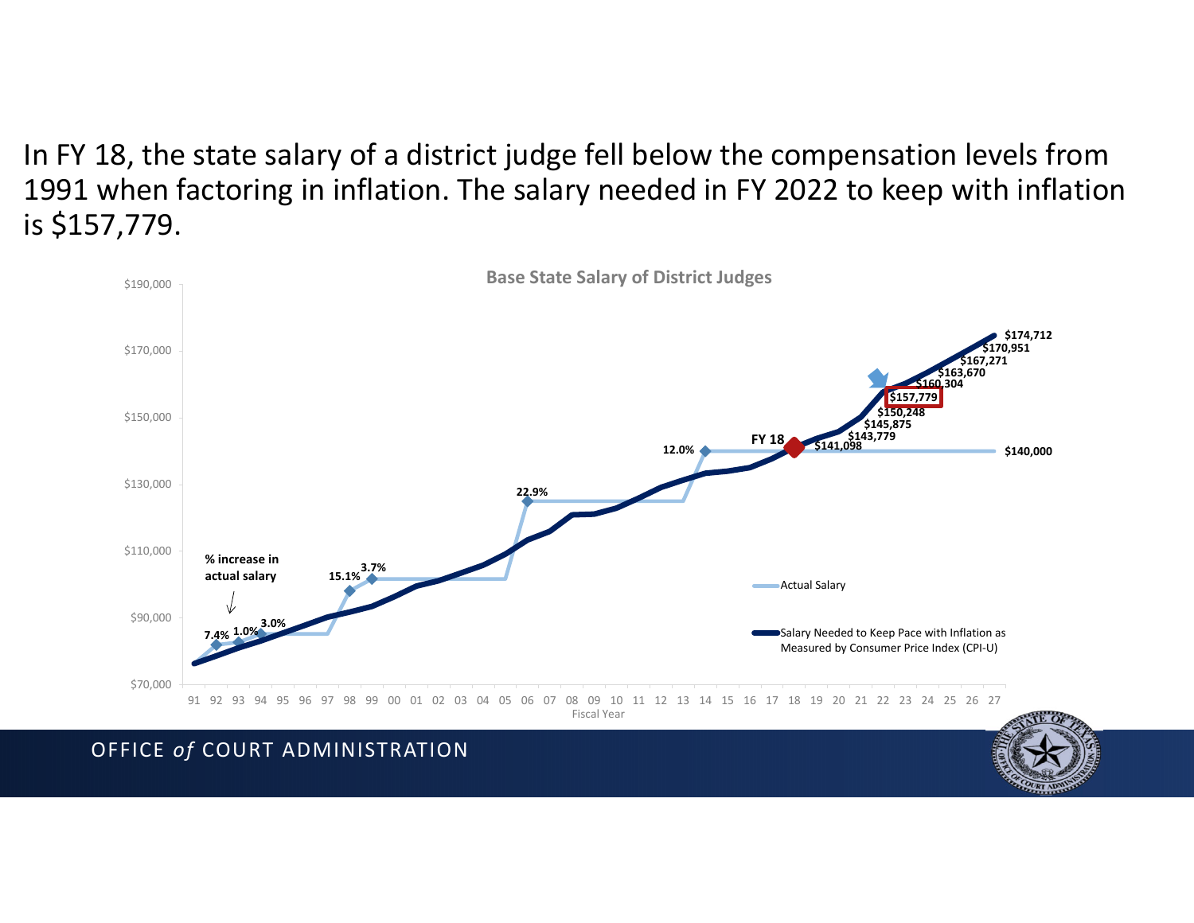In FY 18, the state salary of a district judge fell below the compensation levels from 1991 when factoring in inflation. The salary needed in FY 2022 to keep with inflation is $157,779.

**Base State Salary of District Judges**

$190,000
$170,000
$150,000
$130,000
$110,000
$90,000
$70,000

% increase in actual salary

7.4% 1.0% 3.0% 15.1% 3.7% 22.9% 12.0%

FY 18

$141,098
$143,779
$145,875
$150,248
$157,779
$160,304
$163,670
$167,271
$170,951
$174,712
$140,000

Actual Salary

Salary Needed to Keep Pace with Inflation as Measured by Consumer Price Index (CPI-U)

91 92 93 94 95 96 97 98 99 00 01 02 03 04 05 06 07 08 09 10 11 12 13 14 15 16 17 18 19 20 21 22 23 24 25 26 27

Fiscal Year

OFFICE *of* COURT ADMINISTRATION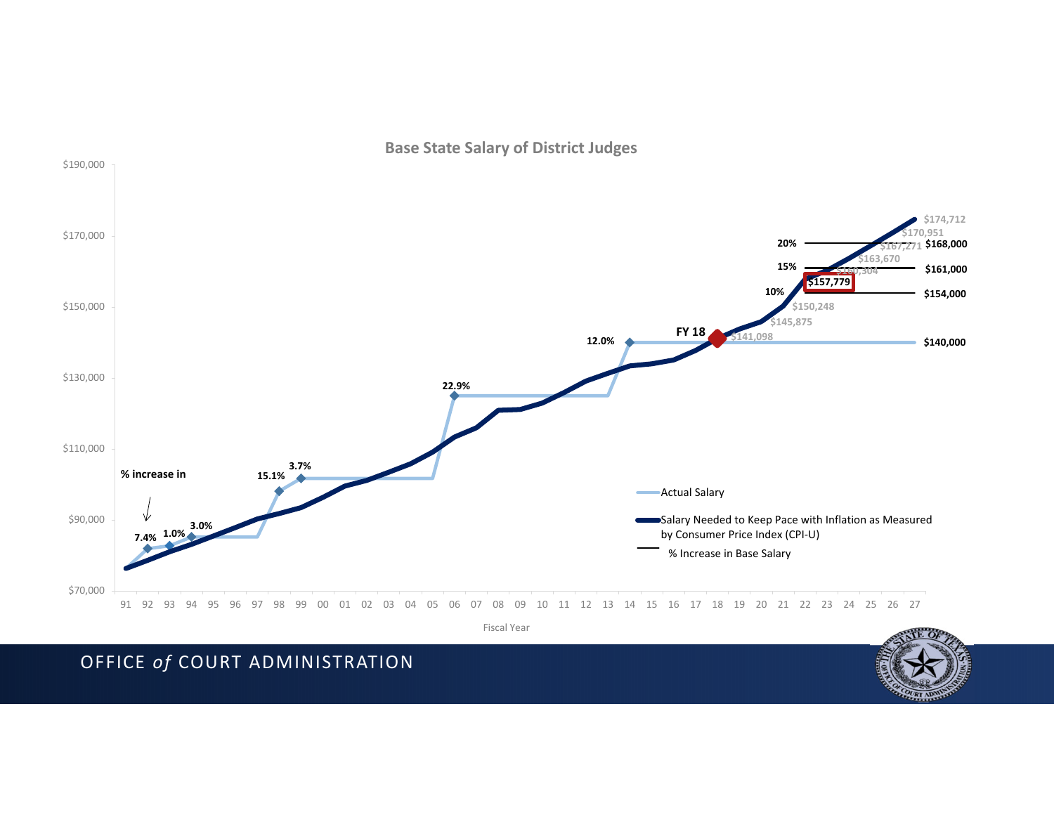## Base State Salary of District Judges

$190,000

$170,000

$150,000

$130,000

$110,000

$90,000

$70,000

% increase in

7.4%

1.0%

3.0%

15.1%

3.7%

22.9%

12.0%

FY 18

$141,098

$145,875

$150,248

$157,779

$160,304

$163,670

$167,271

$170,951

$174,712

20%

15%

10%

$168,000

$161,000

$154,000

$140,000

Actual Salary

Salary Needed to Keep Pace with Inflation as Measured by Consumer Price Index (CPI-U)

% Increase in Base Salary

91 92 93 94 95 96 97 98 99 00 01 02 03 04 05 06 07 08 09 10 11 12 13 14 15 16 17 18 19 20 21 22 23 24 25 26 27

Fiscal Year

OFFICE *of* COURT ADMINISTRATION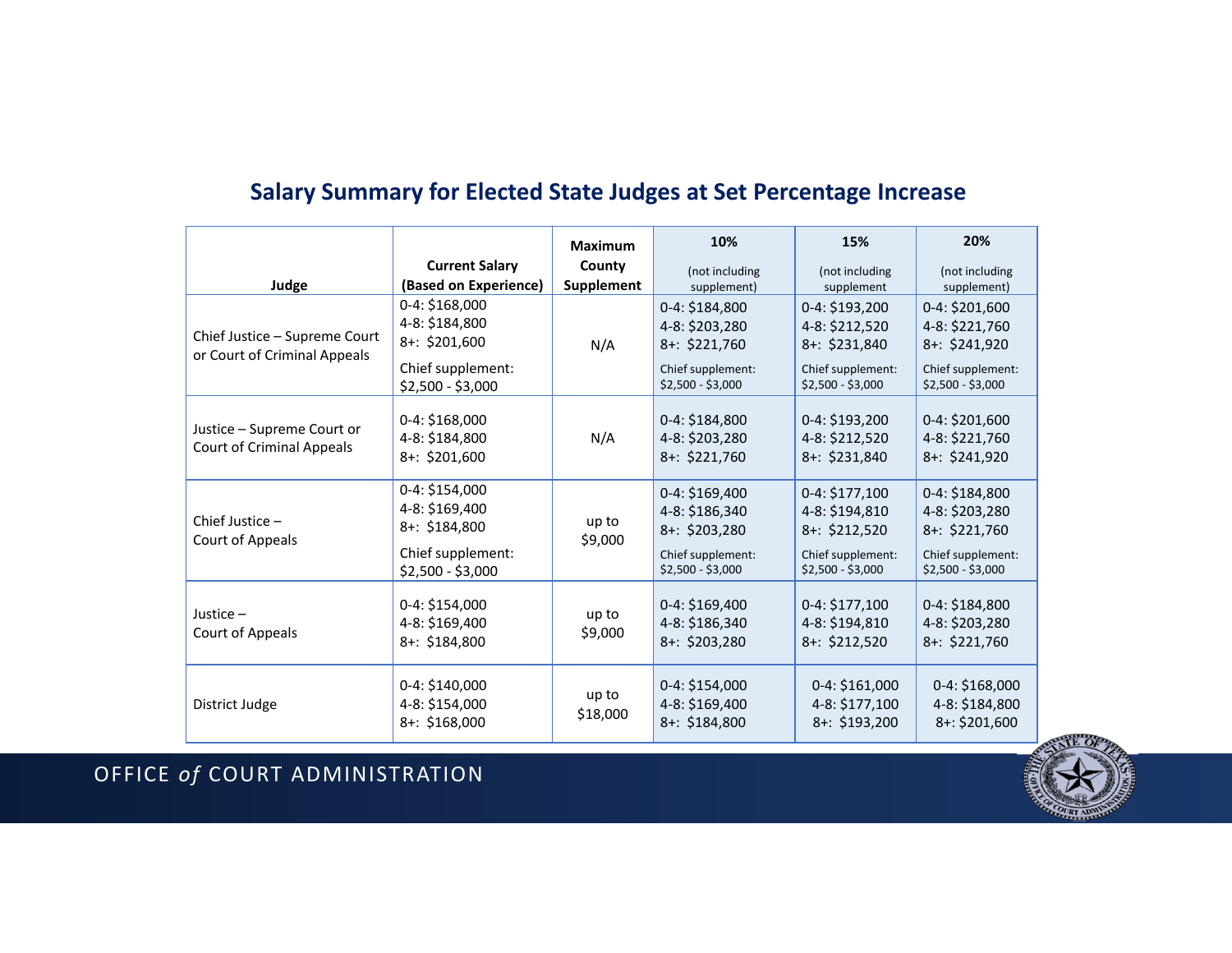## Salary Summary for Elected State Judges at Set Percentage Increase

| Judge | Current Salary (Based on Experience) | Maximum County Supplement | 10% (not including supplement) | 15% (not including supplement) | 20% (not including supplement) |
|---|---|---|---|---|---|
| Chief Justice – Supreme Court or Court of Criminal Appeals | 0-4: $168,000<br>4-8: $184,800<br>8+: $201,600<br>Chief supplement: $2,500 - $3,000 | N/A | 0-4: $184,800<br>4-8: $203,280<br>8+: $221,760<br>Chief supplement: $2,500 - $3,000 | 0-4: $193,200<br>4-8: $212,520<br>8+: $231,840<br>Chief supplement: $2,500 - $3,000 | 0-4: $201,600<br>4-8: $221,760<br>8+: $241,920<br>Chief supplement: $2,500 - $3,000 |
| Justice – Supreme Court or Court of Criminal Appeals | 0-4: $168,000<br>4-8: $184,800<br>8+: $201,600 | N/A | 0-4: $184,800<br>4-8: $203,280<br>8+: $221,760 | 0-4: $193,200<br>4-8: $212,520<br>8+: $231,840 | 0-4: $201,600<br>4-8: $221,760<br>8+: $241,920 |
| Chief Justice – Court of Appeals | 0-4: $154,000<br>4-8: $169,400<br>8+: $184,800<br>Chief supplement: $2,500 - $3,000 | up to $9,000 | 0-4: $169,400<br>4-8: $186,340<br>8+: $203,280<br>Chief supplement: $2,500 - $3,000 | 0-4: $177,100<br>4-8: $194,810<br>8+: $212,520<br>Chief supplement: $2,500 - $3,000 | 0-4: $184,800<br>4-8: $203,280<br>8+: $221,760<br>Chief supplement: $2,500 - $3,000 |
| Justice – Court of Appeals | 0-4: $154,000<br>4-8: $169,400<br>8+: $184,800 | up to $9,000 | 0-4: $169,400<br>4-8: $186,340<br>8+: $203,280 | 0-4: $177,100<br>4-8: $194,810<br>8+: $212,520 | 0-4: $184,800<br>4-8: $203,280<br>8+: $221,760 |
| District Judge | 0-4: $140,000<br>4-8: $154,000<br>8+: $168,000 | up to $18,000 | 0-4: $154,000<br>4-8: $169,400<br>8+: $184,800 | 0-4: $161,000<br>4-8: $177,100<br>8+: $193,200 | 0-4: $168,000<br>4-8: $184,800<br>8+: $201,600 |